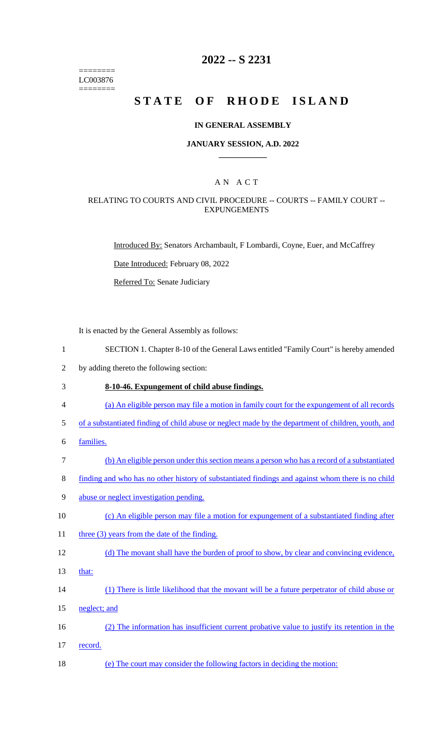========
LC003876
========

# 2022 -- S 2231

# STATE OF RHODE ISLAND

## IN GENERAL ASSEMBLY

### JANUARY SESSION, A.D. 2022

____________

## A N A C T

### RELATING TO COURTS AND CIVIL PROCEDURE -- COURTS -- FAMILY COURT -- EXPUNGEMENTS

Introduced By: Senators Archambault, F Lombardi, Coyne, Euer, and McCaffrey

Date Introduced: February 08, 2022

Referred To: Senate Judiciary

It is enacted by the General Assembly as follows:

1 SECTION 1. Chapter 8-10 of the General Laws entitled "Family Court" is hereby amended
2 by adding thereto the following section:
3 **8-10-46. Expungement of child abuse findings.**
4 (a) An eligible person may file a motion in family court for the expungement of all records
5 of a substantiated finding of child abuse or neglect made by the department of children, youth, and
6 families.
7 (b) An eligible person under this section means a person who has a record of a substantiated
8 finding and who has no other history of substantiated findings and against whom there is no child
9 abuse or neglect investigation pending.
10 (c) An eligible person may file a motion for expungement of a substantiated finding after
11 three (3) years from the date of the finding.
12 (d) The movant shall have the burden of proof to show, by clear and convincing evidence,
13 that:
14 (1) There is little likelihood that the movant will be a future perpetrator of child abuse or
15 neglect; and
16 (2) The information has insufficient current probative value to justify its retention in the
17 record.
18 (e) The court may consider the following factors in deciding the motion: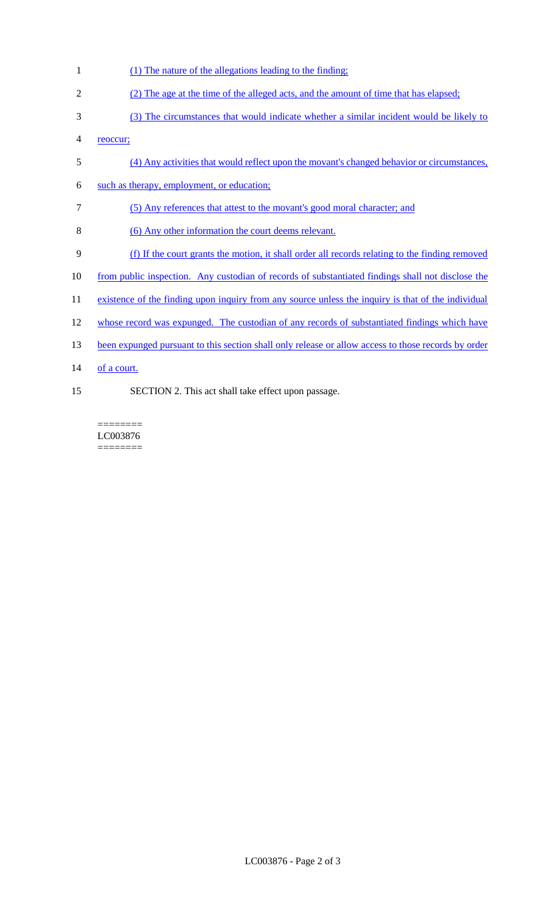(1) The nature of the allegations leading to the finding;

(2) The age at the time of the alleged acts, and the amount of time that has elapsed;

(3) The circumstances that would indicate whether a similar incident would be likely to reoccur;

(4) Any activities that would reflect upon the movant's changed behavior or circumstances, such as therapy, employment, or education;

(5) Any references that attest to the movant's good moral character; and

(6) Any other information the court deems relevant.

(f) If the court grants the motion, it shall order all records relating to the finding removed from public inspection. Any custodian of records of substantiated findings shall not disclose the existence of the finding upon inquiry from any source unless the inquiry is that of the individual whose record was expunged. The custodian of any records of substantiated findings which have been expunged pursuant to this section shall only release or allow access to those records by order of a court.

SECTION 2. This act shall take effect upon passage.

========
LC003876
========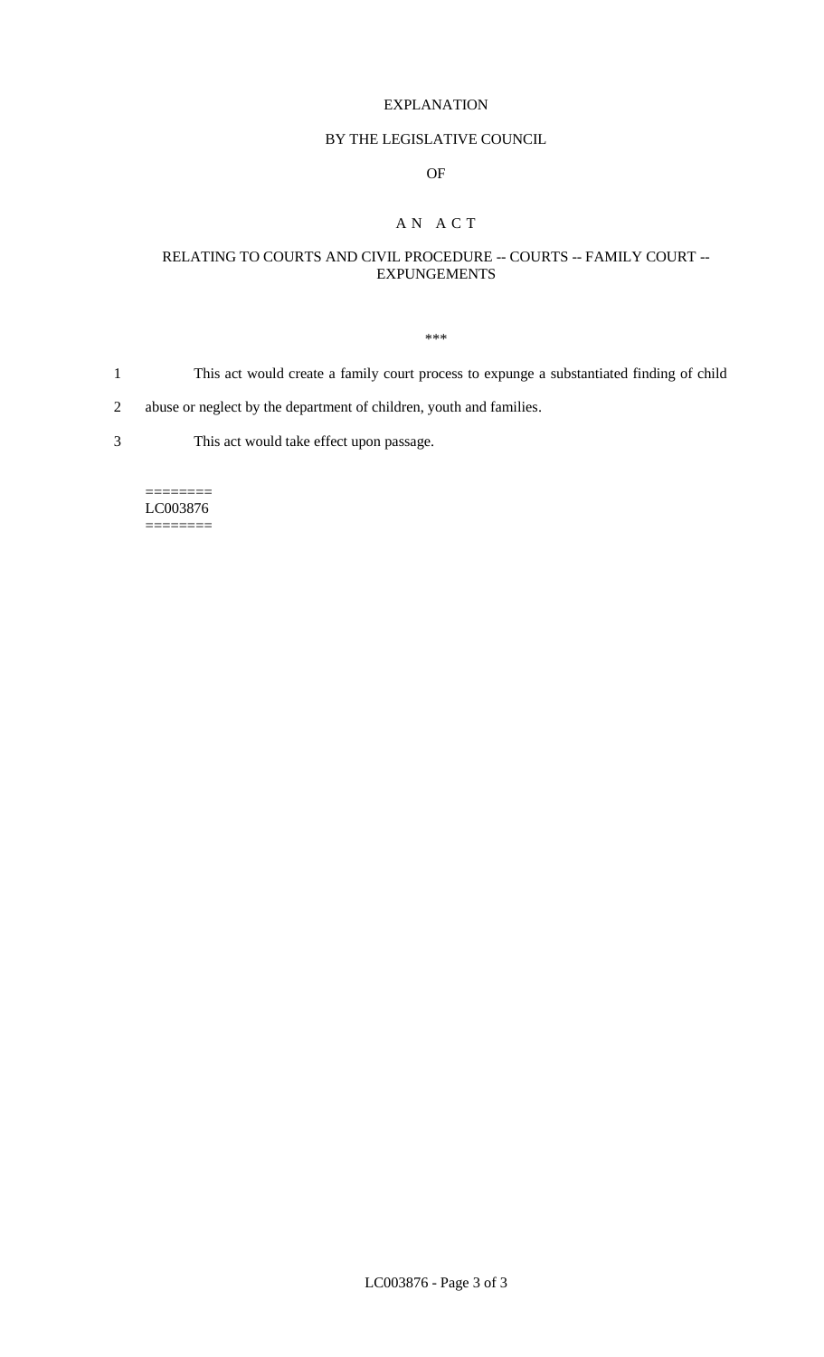# EXPLANATION

## BY THE LEGISLATIVE COUNCIL

## OF

## A N A C T

### RELATING TO COURTS AND CIVIL PROCEDURE -- COURTS -- FAMILY COURT -- EXPUNGEMENTS

\*\*\*

1 This act would create a family court process to expunge a substantiated finding of child

2 abuse or neglect by the department of children, youth and families.

3 This act would take effect upon passage.

========
LC003876
========